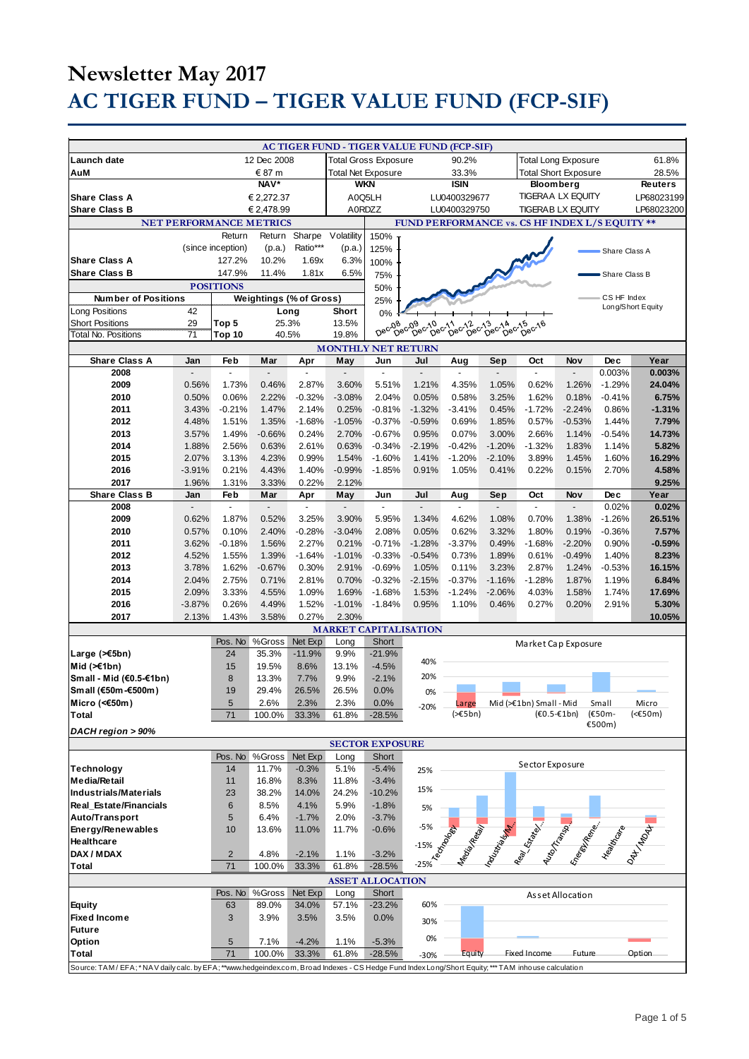# Newsletter May 2017

# AC TIGER FUND – TIGER VALUE FUND (FCP-SIF)

## AC TIGER FUND - TIGER VALUE FUND (FCP-SIF)

| | | | | | |
|---|---|---|---|---|---|
| Launch date | 12 Dec 2008 | Total Gross Exposure | 90.2% | Total Long Exposure | 61.8% |
| AuM | € 87 m | Total Net Exposure | 33.3% | Total Short Exposure | 28.5% |
| | NAV* | WKN | ISIN | Bloomberg | Reuters |
| Share Class A | € 2,272.37 | A0Q5LH | LU0400329677 | TIGERAA LX EQUITY | LP68023199 |
| Share Class B | € 2,478.99 | A0RDZZ | LU0400329750 | TIGERAB LX EQUITY | LP68023200 |

### NET PERFORMANCE METRICS

| | Return (since inception) | Return (p.a.) | Sharpe Ratio*** | Volatility (p.a.) |
|---|---|---|---|---|
| Share Class A | 127.2% | 10.2% | 1.69x | 6.3% |
| Share Class B | 147.9% | 11.4% | 1.81x | 6.5% |

### POSITIONS

| Number of Positions | | Weightings (% of Gross) | Long | Short |
|---|---|---|---|---|
| Long Positions | 42 | Top 5 | 25.3% | 13.5% |
| Short Positions | 29 | Top 10 | 40.5% | 19.8% |
| Total No. Positions | 71 | | | |

### FUND PERFORMANCE vs. CS HF INDEX L/S EQUITY **

### MONTHLY NET RETURN

| Share Class A | Jan | Feb | Mar | Apr | May | Jun | Jul | Aug | Sep | Oct | Nov | Dec | Year |
|---|---|---|---|---|---|---|---|---|---|---|---|---|---|
| 2008 | - | - | - | - | - | - | - | - | - | - | - | 0.003% | 0.003% |
| 2009 | 0.56% | 1.73% | 0.46% | 2.87% | 3.60% | 5.51% | 1.21% | 4.35% | 1.05% | 0.62% | 1.26% | -1.29% | 24.04% |
| 2010 | 0.50% | 0.06% | 2.22% | -0.32% | -3.08% | 2.04% | 0.05% | 0.58% | 3.25% | 1.62% | 0.18% | -0.41% | 6.75% |
| 2011 | 3.43% | -0.21% | 1.47% | 2.14% | 0.25% | -0.81% | -1.32% | -3.41% | 0.45% | -1.72% | -2.24% | 0.86% | -1.31% |
| 2012 | 4.48% | 1.51% | 1.35% | -1.68% | -1.05% | -0.37% | -0.59% | 0.69% | 1.85% | 0.57% | -0.53% | 1.44% | 7.79% |
| 2013 | 3.57% | 1.49% | -0.66% | 0.24% | 2.70% | -0.67% | 0.95% | 0.07% | 3.00% | 2.66% | 1.14% | -0.54% | 14.73% |
| 2014 | 1.88% | 2.56% | 0.63% | 2.61% | 0.63% | -0.34% | -2.19% | -0.42% | -1.20% | -1.32% | 1.83% | 1.14% | 5.82% |
| 2015 | 2.07% | 3.13% | 4.23% | 0.99% | 1.54% | -1.60% | 1.41% | -1.20% | -2.10% | 3.89% | 1.45% | 1.60% | 16.29% |
| 2016 | -3.91% | 0.21% | 4.43% | 1.40% | -0.99% | -1.85% | 0.91% | 1.05% | 0.41% | 0.22% | 0.15% | 2.70% | 4.58% |
| 2017 | 1.96% | 1.31% | 3.33% | 0.22% | 2.12% | | | | | | | | 9.25% |

| Share Class B | Jan | Feb | Mar | Apr | May | Jun | Jul | Aug | Sep | Oct | Nov | Dec | Year |
|---|---|---|---|---|---|---|---|---|---|---|---|---|---|
| 2008 | - | - | - | - | - | - | - | - | - | - | - | 0.02% | 0.02% |
| 2009 | 0.62% | 1.87% | 0.52% | 3.25% | 3.90% | 5.95% | 1.34% | 4.62% | 1.08% | 0.70% | 1.38% | -1.26% | 26.51% |
| 2010 | 0.57% | 0.10% | 2.40% | -0.28% | -3.04% | 2.08% | 0.05% | 0.62% | 3.32% | 1.80% | 0.19% | -0.36% | 7.57% |
| 2011 | 3.62% | -0.18% | 1.56% | 2.27% | 0.21% | -0.71% | -1.28% | -3.37% | 0.49% | -1.68% | -2.20% | 0.90% | -0.59% |
| 2012 | 4.52% | 1.55% | 1.39% | -1.64% | -1.01% | -0.33% | -0.54% | 0.73% | 1.89% | 0.61% | -0.49% | 1.40% | 8.23% |
| 2013 | 3.78% | 1.62% | -0.67% | 0.30% | 2.91% | -0.69% | 1.05% | 0.11% | 3.23% | 2.87% | 1.24% | -0.53% | 16.15% |
| 2014 | 2.04% | 2.75% | 0.71% | 2.81% | 0.70% | -0.32% | -2.15% | -0.37% | -1.16% | -1.28% | 1.87% | 1.19% | 6.84% |
| 2015 | 2.09% | 3.33% | 4.55% | 1.09% | 1.69% | -1.68% | 1.53% | -1.24% | -2.06% | 4.03% | 1.58% | 1.74% | 17.69% |
| 2016 | -3.87% | 0.26% | 4.49% | 1.52% | -1.01% | -1.84% | 0.95% | 1.10% | 0.46% | 0.27% | 0.20% | 2.91% | 5.30% |
| 2017 | 2.13% | 1.43% | 3.58% | 0.27% | 2.30% | | | | | | | | 10.05% |

### MARKET CAPITALISATION

| | Pos. No | %Gross | Net Exp | Long | Short |
|---|---|---|---|---|---|
| Large (>€5bn) | 24 | 35.3% | -11.9% | 9.9% | -21.9% |
| Mid (>€1bn) | 15 | 19.5% | 8.6% | 13.1% | -4.5% |
| Small - Mid (€0.5-€1bn) | 8 | 13.3% | 7.7% | 9.9% | -2.1% |
| Small (€50m-€500m) | 19 | 29.4% | 26.5% | 26.5% | 0.0% |
| Micro (<€50m) | 5 | 2.6% | 2.3% | 2.3% | 0.0% |
| Total | 71 | 100.0% | 33.3% | 61.8% | -28.5% |

*DACH region > 90%*

### SECTOR EXPOSURE

| | Pos. No | %Gross | Net Exp | Long | Short |
|---|---|---|---|---|---|
| Technology | 14 | 11.7% | -0.3% | 5.1% | -5.4% |
| Media/Retail | 11 | 16.8% | 8.3% | 11.8% | -3.4% |
| Industrials/Materials | 23 | 38.2% | 14.0% | 24.2% | -10.2% |
| Real_Estate/Financials | 6 | 8.5% | 4.1% | 5.9% | -1.8% |
| Auto/Transport | 5 | 6.4% | -1.7% | 2.0% | -3.7% |
| Energy/Renewables | 10 | 13.6% | 11.0% | 11.7% | -0.6% |
| Healthcare | | | | | |
| DAX / MDAX | 2 | 4.8% | -2.1% | 1.1% | -3.2% |
| Total | 71 | 100.0% | 33.3% | 61.8% | -28.5% |

### ASSET ALLOCATION

| | Pos. No | %Gross | Net Exp | Long | Short |
|---|---|---|---|---|---|
| Equity | 63 | 89.0% | 34.0% | 57.1% | -23.2% |
| Fixed Income | 3 | 3.9% | 3.5% | 3.5% | 0.0% |
| Future | | | | | |
| Option | 5 | 7.1% | -4.2% | 1.1% | -5.3% |
| Total | 71 | 100.0% | 33.3% | 61.8% | -28.5% |

Source: TAM / EFA; * NAV daily calc. by EFA; **www.hedgeindex.com, Broad Indexes - CS Hedge Fund Index Long/Short Equity; *** TAM inhouse calculation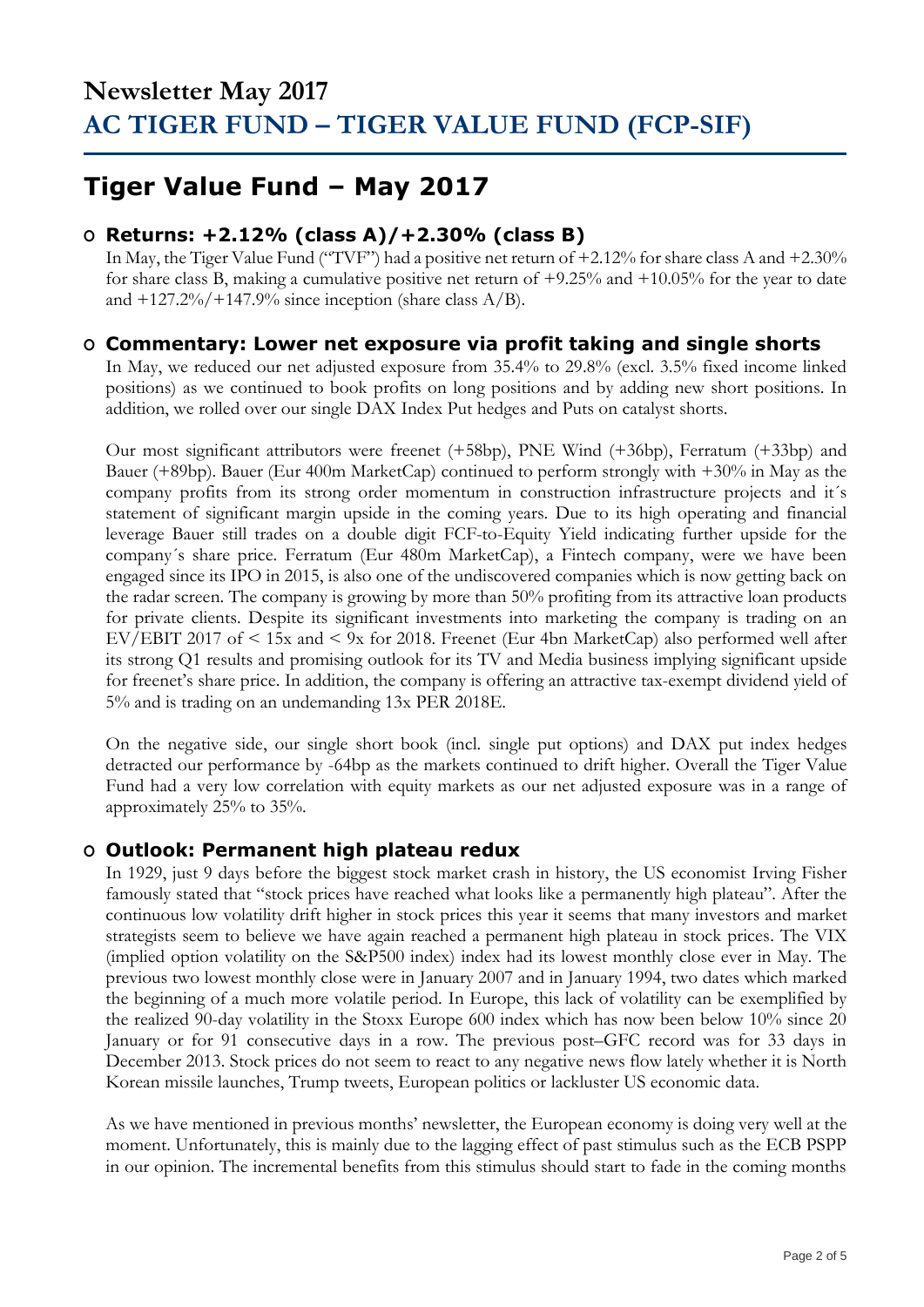# Newsletter May 2017
# AC TIGER FUND – TIGER VALUE FUND (FCP-SIF)

## Tiger Value Fund – May 2017

### Returns: +2.12% (class A)/+2.30% (class B)

In May, the Tiger Value Fund ("TVF") had a positive net return of +2.12% for share class A and +2.30% for share class B, making a cumulative positive net return of +9.25% and +10.05% for the year to date and +127.2%/+147.9% since inception (share class A/B).

### Commentary: Lower net exposure via profit taking and single shorts

In May, we reduced our net adjusted exposure from 35.4% to 29.8% (excl. 3.5% fixed income linked positions) as we continued to book profits on long positions and by adding new short positions. In addition, we rolled over our single DAX Index Put hedges and Puts on catalyst shorts.

Our most significant attributors were freenet (+58bp), PNE Wind (+36bp), Ferratum (+33bp) and Bauer (+89bp). Bauer (Eur 400m MarketCap) continued to perform strongly with +30% in May as the company profits from its strong order momentum in construction infrastructure projects and it´s statement of significant margin upside in the coming years. Due to its high operating and financial leverage Bauer still trades on a double digit FCF-to-Equity Yield indicating further upside for the company´s share price. Ferratum (Eur 480m MarketCap), a Fintech company, were we have been engaged since its IPO in 2015, is also one of the undiscovered companies which is now getting back on the radar screen. The company is growing by more than 50% profiting from its attractive loan products for private clients. Despite its significant investments into marketing the company is trading on an EV/EBIT 2017 of < 15x and < 9x for 2018. Freenet (Eur 4bn MarketCap) also performed well after its strong Q1 results and promising outlook for its TV and Media business implying significant upside for freenet's share price. In addition, the company is offering an attractive tax-exempt dividend yield of 5% and is trading on an undemanding 13x PER 2018E.

On the negative side, our single short book (incl. single put options) and DAX put index hedges detracted our performance by -64bp as the markets continued to drift higher. Overall the Tiger Value Fund had a very low correlation with equity markets as our net adjusted exposure was in a range of approximately 25% to 35%.

### Outlook: Permanent high plateau redux

In 1929, just 9 days before the biggest stock market crash in history, the US economist Irving Fisher famously stated that "stock prices have reached what looks like a permanently high plateau". After the continuous low volatility drift higher in stock prices this year it seems that many investors and market strategists seem to believe we have again reached a permanent high plateau in stock prices. The VIX (implied option volatility on the S&P500 index) index had its lowest monthly close ever in May. The previous two lowest monthly close were in January 2007 and in January 1994, two dates which marked the beginning of a much more volatile period. In Europe, this lack of volatility can be exemplified by the realized 90-day volatility in the Stoxx Europe 600 index which has now been below 10% since 20 January or for 91 consecutive days in a row. The previous post–GFC record was for 33 days in December 2013. Stock prices do not seem to react to any negative news flow lately whether it is North Korean missile launches, Trump tweets, European politics or lackluster US economic data.

As we have mentioned in previous months' newsletter, the European economy is doing very well at the moment. Unfortunately, this is mainly due to the lagging effect of past stimulus such as the ECB PSPP in our opinion. The incremental benefits from this stimulus should start to fade in the coming months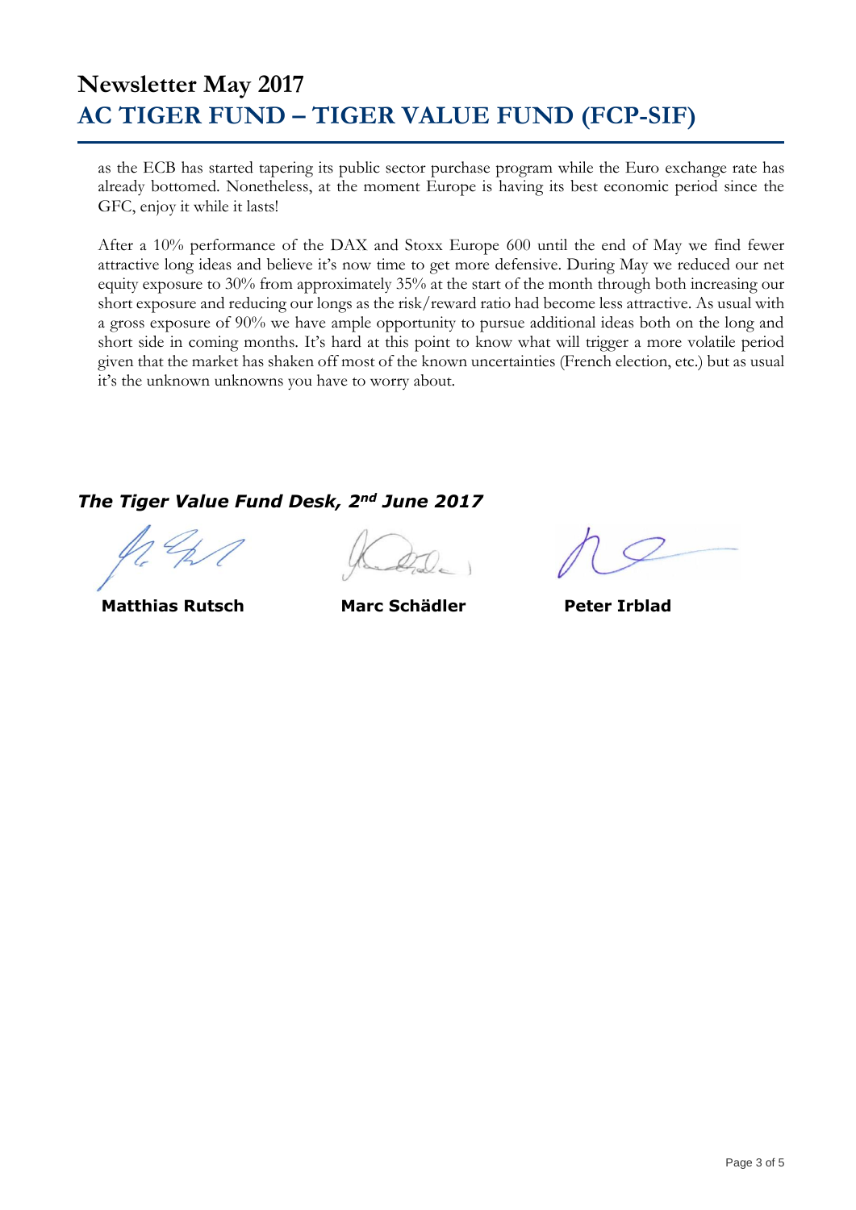as the ECB has started tapering its public sector purchase program while the Euro exchange rate has already bottomed. Nonetheless, at the moment Europe is having its best economic period since the GFC, enjoy it while it lasts!

After a 10% performance of the DAX and Stoxx Europe 600 until the end of May we find fewer attractive long ideas and believe it's now time to get more defensive. During May we reduced our net equity exposure to 30% from approximately 35% at the start of the month through both increasing our short exposure and reducing our longs as the risk/reward ratio had become less attractive. As usual with a gross exposure of 90% we have ample opportunity to pursue additional ideas both on the long and short side in coming months. It's hard at this point to know what will trigger a more volatile period given that the market has shaken off most of the known uncertainties (French election, etc.) but as usual it's the unknown unknowns you have to worry about.

***The Tiger Value Fund Desk, 2nd June 2017***

**Matthias Rutsch** **Marc Schädler** **Peter Irblad**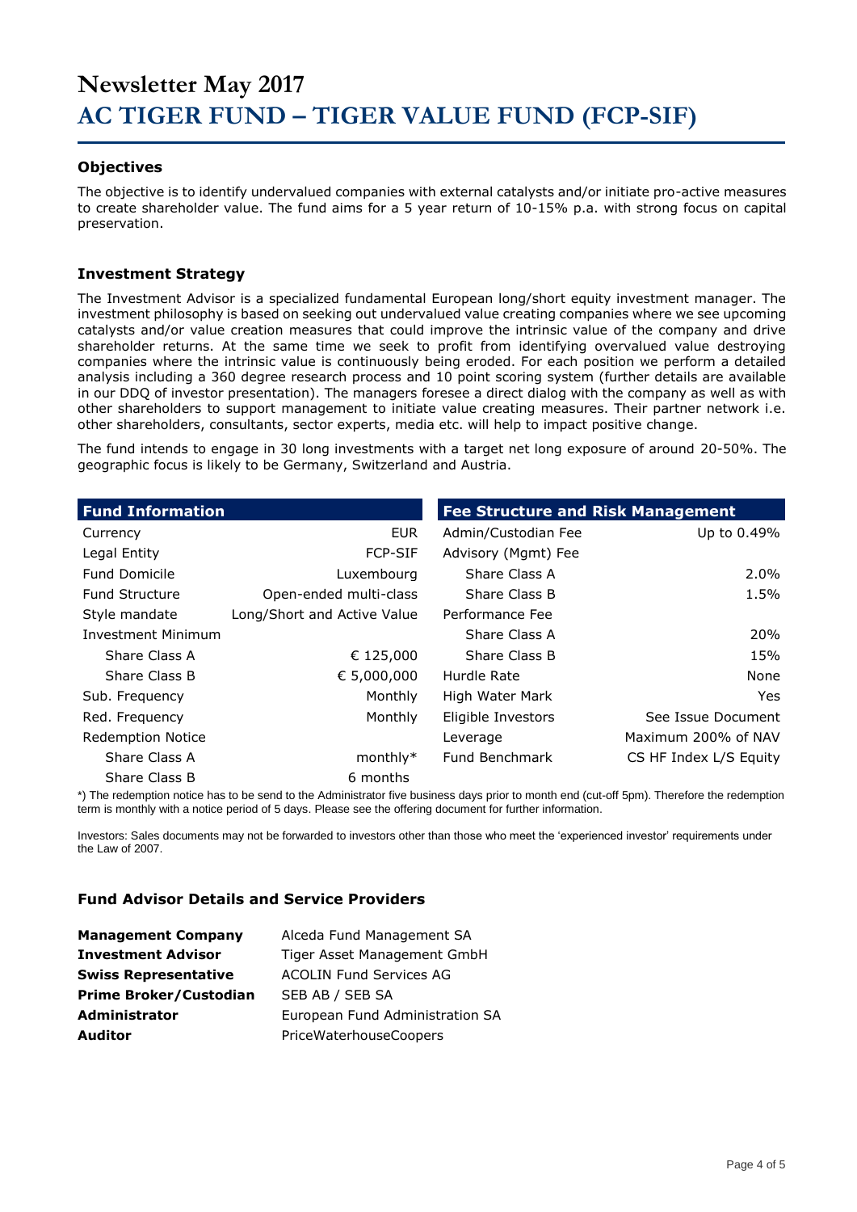# Newsletter May 2017
# AC TIGER FUND – TIGER VALUE FUND (FCP-SIF)

### Objectives

The objective is to identify undervalued companies with external catalysts and/or initiate pro-active measures to create shareholder value. The fund aims for a 5 year return of 10-15% p.a. with strong focus on capital preservation.

### Investment Strategy

The Investment Advisor is a specialized fundamental European long/short equity investment manager. The investment philosophy is based on seeking out undervalued value creating companies where we see upcoming catalysts and/or value creation measures that could improve the intrinsic value of the company and drive shareholder returns. At the same time we seek to profit from identifying overvalued value destroying companies where the intrinsic value is continuously being eroded. For each position we perform a detailed analysis including a 360 degree research process and 10 point scoring system (further details are available in our DDQ of investor presentation). The managers foresee a direct dialog with the company as well as with other shareholders to support management to initiate value creating measures. Their partner network i.e. other shareholders, consultants, sector experts, media etc. will help to impact positive change.

The fund intends to engage in 30 long investments with a target net long exposure of around 20-50%. The geographic focus is likely to be Germany, Switzerland and Austria.

| Fund Information | |
|---|---|
| Currency | EUR |
| Legal Entity | FCP-SIF |
| Fund Domicile | Luxembourg |
| Fund Structure | Open-ended multi-class |
| Style mandate | Long/Short and Active Value |
| Investment Minimum | |
| Share Class A | € 125,000 |
| Share Class B | € 5,000,000 |
| Sub. Frequency | Monthly |
| Red. Frequency | Monthly |
| Redemption Notice | |
| Share Class A | monthly* |
| Share Class B | 6 months |

| Fee Structure and Risk Management | |
|---|---|
| Admin/Custodian Fee | Up to 0.49% |
| Advisory (Mgmt) Fee | |
| Share Class A | 2.0% |
| Share Class B | 1.5% |
| Performance Fee | |
| Share Class A | 20% |
| Share Class B | 15% |
| Hurdle Rate | None |
| High Water Mark | Yes |
| Eligible Investors | See Issue Document |
| Leverage | Maximum 200% of NAV |
| Fund Benchmark | CS HF Index L/S Equity |

*) The redemption notice has to be send to the Administrator five business days prior to month end (cut-off 5pm). Therefore the redemption term is monthly with a notice period of 5 days. Please see the offering document for further information.

Investors: Sales documents may not be forwarded to investors other than those who meet the 'experienced investor' requirements under the Law of 2007.

### Fund Advisor Details and Service Providers

| | |
|---|---|
| **Management Company** | Alceda Fund Management SA |
| **Investment Advisor** | Tiger Asset Management GmbH |
| **Swiss Representative** | ACOLIN Fund Services AG |
| **Prime Broker/Custodian** | SEB AB / SEB SA |
| **Administrator** | European Fund Administration SA |
| **Auditor** | PriceWaterhouseCoopers |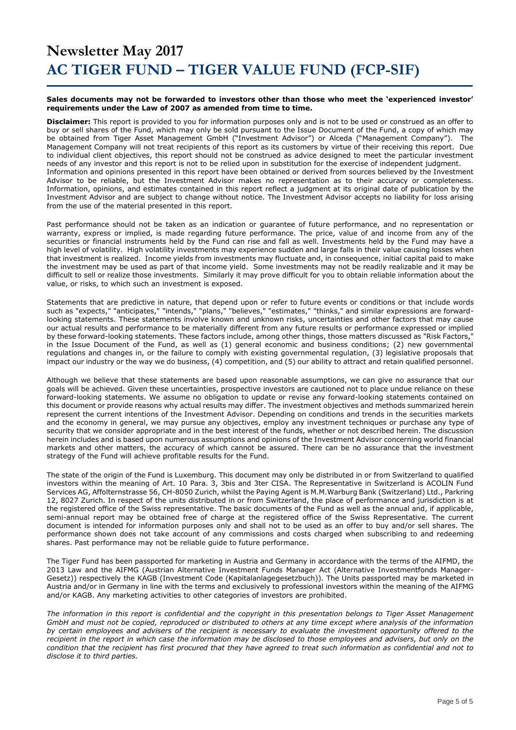# Newsletter May 2017

# AC TIGER FUND – TIGER VALUE FUND (FCP-SIF)

**Sales documents may not be forwarded to investors other than those who meet the 'experienced investor' requirements under the Law of 2007 as amended from time to time.**

**Disclaimer:** This report is provided to you for information purposes only and is not to be used or construed as an offer to buy or sell shares of the Fund, which may only be sold pursuant to the Issue Document of the Fund, a copy of which may be obtained from Tiger Asset Management GmbH ("Investment Advisor") or Alceda ("Management Company"). The Management Company will not treat recipients of this report as its customers by virtue of their receiving this report. Due to individual client objectives, this report should not be construed as advice designed to meet the particular investment needs of any investor and this report is not to be relied upon in substitution for the exercise of independent judgment. Information and opinions presented in this report have been obtained or derived from sources believed by the Investment Advisor to be reliable, but the Investment Advisor makes no representation as to their accuracy or completeness. Information, opinions, and estimates contained in this report reflect a judgment at its original date of publication by the Investment Advisor and are subject to change without notice. The Investment Advisor accepts no liability for loss arising from the use of the material presented in this report.

Past performance should not be taken as an indication or guarantee of future performance, and no representation or warranty, express or implied, is made regarding future performance. The price, value of and income from any of the securities or financial instruments held by the Fund can rise and fall as well. Investments held by the Fund may have a high level of volatility. High volatility investments may experience sudden and large falls in their value causing losses when that investment is realized. Income yields from investments may fluctuate and, in consequence, initial capital paid to make the investment may be used as part of that income yield. Some investments may not be readily realizable and it may be difficult to sell or realize those investments. Similarly it may prove difficult for you to obtain reliable information about the value, or risks, to which such an investment is exposed.

Statements that are predictive in nature, that depend upon or refer to future events or conditions or that include words such as "expects," "anticipates," "intends," "plans," "believes," "estimates," "thinks," and similar expressions are forward-looking statements. These statements involve known and unknown risks, uncertainties and other factors that may cause our actual results and performance to be materially different from any future results or performance expressed or implied by these forward-looking statements. These factors include, among other things, those matters discussed as "Risk Factors," in the Issue Document of the Fund, as well as (1) general economic and business conditions; (2) new governmental regulations and changes in, or the failure to comply with existing governmental regulation, (3) legislative proposals that impact our industry or the way we do business, (4) competition, and (5) our ability to attract and retain qualified personnel.

Although we believe that these statements are based upon reasonable assumptions, we can give no assurance that our goals will be achieved. Given these uncertainties, prospective investors are cautioned not to place undue reliance on these forward-looking statements. We assume no obligation to update or revise any forward-looking statements contained on this document or provide reasons why actual results may differ. The investment objectives and methods summarized herein represent the current intentions of the Investment Advisor. Depending on conditions and trends in the securities markets and the economy in general, we may pursue any objectives, employ any investment techniques or purchase any type of security that we consider appropriate and in the best interest of the funds, whether or not described herein. The discussion herein includes and is based upon numerous assumptions and opinions of the Investment Advisor concerning world financial markets and other matters, the accuracy of which cannot be assured. There can be no assurance that the investment strategy of the Fund will achieve profitable results for the Fund.

The state of the origin of the Fund is Luxemburg. This document may only be distributed in or from Switzerland to qualified investors within the meaning of Art. 10 Para. 3, 3bis and 3ter CISA. The Representative in Switzerland is ACOLIN Fund Services AG, Affolternstrasse 56, CH-8050 Zurich, whilst the Paying Agent is M.M.Warburg Bank (Switzerland) Ltd., Parkring 12, 8027 Zurich. In respect of the units distributed in or from Switzerland, the place of performance and jurisdiction is at the registered office of the Swiss representative. The basic documents of the Fund as well as the annual and, if applicable, semi-annual report may be obtained free of charge at the registered office of the Swiss Representative. The current document is intended for information purposes only and shall not to be used as an offer to buy and/or sell shares. The performance shown does not take account of any commissions and costs charged when subscribing to and redeeming shares. Past performance may not be reliable guide to future performance.

The Tiger Fund has been passported for marketing in Austria and Germany in accordance with the terms of the AIFMD, the 2013 Law and the AIFMG (Austrian Alternative Investment Funds Manager Act (Alternative Investmentfonds Manager-Gesetz)) respectively the KAGB (Investment Code (Kapitalanlagegesetzbuch)). The Units passported may be marketed in Austria and/or in Germany in line with the terms and exclusively to professional investors within the meaning of the AIFMG and/or KAGB. Any marketing activities to other categories of investors are prohibited.

*The information in this report is confidential and the copyright in this presentation belongs to Tiger Asset Management GmbH and must not be copied, reproduced or distributed to others at any time except where analysis of the information by certain employees and advisers of the recipient is necessary to evaluate the investment opportunity offered to the recipient in the report in which case the information may be disclosed to those employees and advisers, but only on the condition that the recipient has first procured that they have agreed to treat such information as confidential and not to disclose it to third parties.*